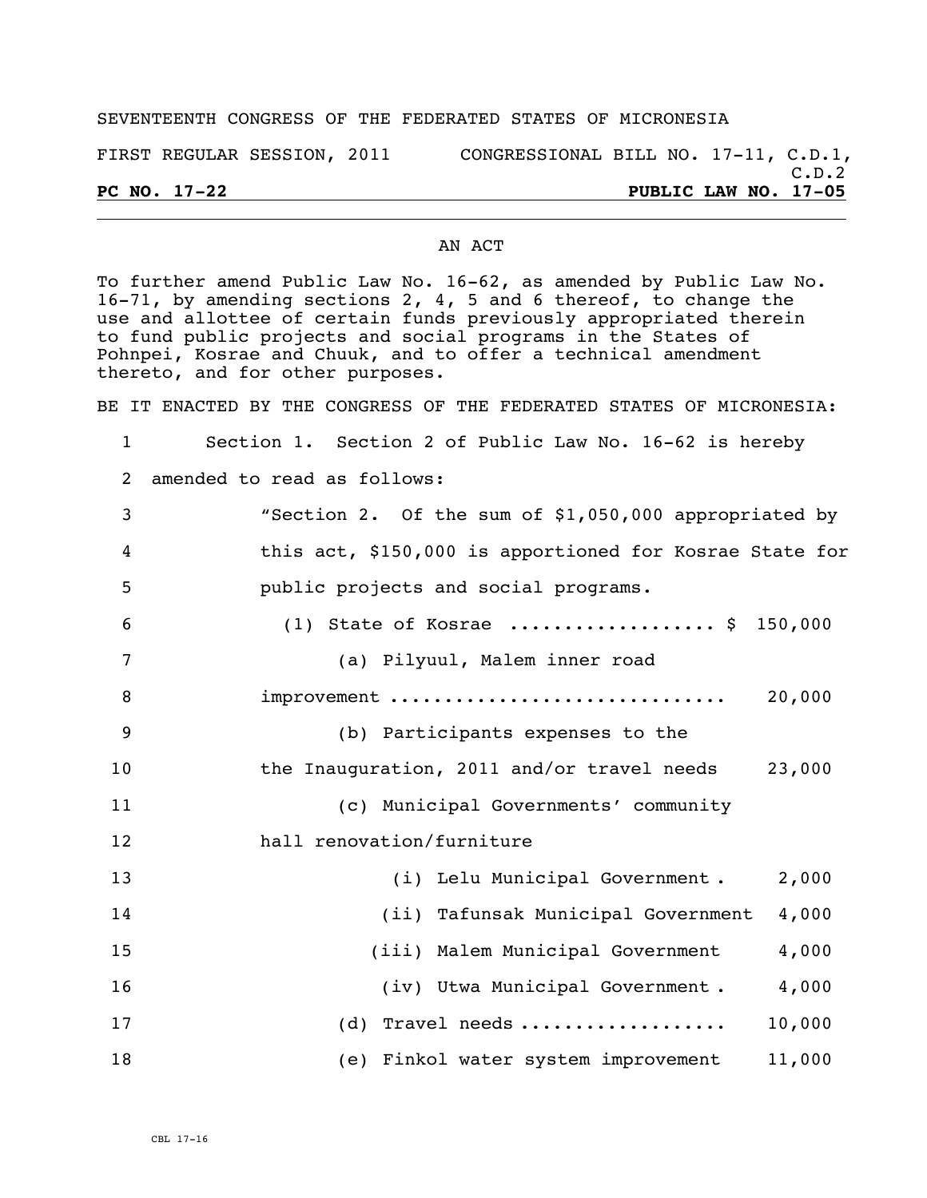SEVENTEENTH CONGRESS OF THE FEDERATED STATES OF MICRONESIA

FIRST REGULAR SESSION, 2011 CONGRESSIONAL BILL NO. 17-11, C.D.1, C.D.2

**PC NO. 17-22** **PUBLIC LAW NO. 17-05**

## AN ACT

To further amend Public Law No. 16-62, as amended by Public Law No. 16-71, by amending sections 2, 4, 5 and 6 thereof, to change the use and allottee of certain funds previously appropriated therein to fund public projects and social programs in the States of Pohnpei, Kosrae and Chuuk, and to offer a technical amendment thereto, and for other purposes.

BE IT ENACTED BY THE CONGRESS OF THE FEDERATED STATES OF MICRONESIA:

1 Section 1. Section 2 of Public Law No. 16-62 is hereby
2 amended to read as follows:
3 "Section 2. Of the sum of $1,050,000 appropriated by
4 this act, $150,000 is apportioned for Kosrae State for
5 public projects and social programs.
6 (1) State of Kosrae .................. $ 150,000
7 (a) Pilyuul, Malem inner road
8 improvement .............................. 20,000
9 (b) Participants expenses to the
10 the Inauguration, 2011 and/or travel needs 23,000
11 (c) Municipal Governments' community
12 hall renovation/furniture
13 (i) Lelu Municipal Government . 2,000
14 (ii) Tafunsak Municipal Government 4,000
15 (iii) Malem Municipal Government 4,000
16 (iv) Utwa Municipal Government . 4,000
17 (d) Travel needs .................. 10,000
18 (e) Finkol water system improvement 11,000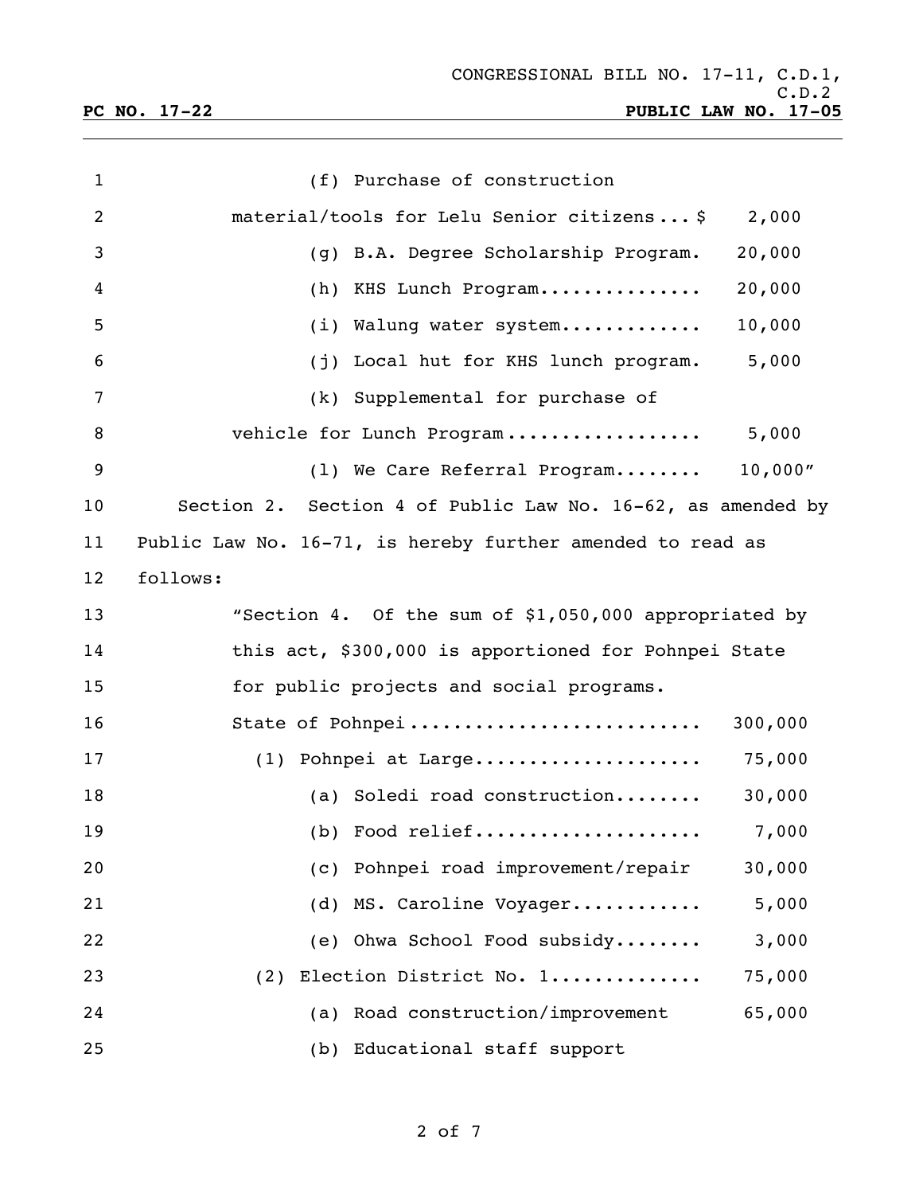(f) Purchase of construction material/tools for Lelu Senior citizens... $ 2,000

(g) B.A. Degree Scholarship Program. 20,000

(h) KHS Lunch Program............... 20,000

(i) Walung water system............. 10,000

(j) Local hut for KHS lunch program. 5,000

(k) Supplemental for purchase of vehicle for Lunch Program.................. 5,000

(l) We Care Referral Program........ 10,000"

Section 2. Section 4 of Public Law No. 16-62, as amended by Public Law No. 16-71, is hereby further amended to read as follows:

"Section 4. Of the sum of $1,050,000 appropriated by this act, $300,000 is apportioned for Pohnpei State for public projects and social programs.

State of Pohnpei........................... 300,000

(1) Pohnpei at Large..................... 75,000

(a) Soledi road construction........ 30,000

(b) Food relief..................... 7,000

(c) Pohnpei road improvement/repair 30,000

(d) MS. Caroline Voyager............ 5,000

(e) Ohwa School Food subsidy........ 3,000

(2) Election District No. 1............. 75,000

(a) Road construction/improvement 65,000

(b) Educational staff support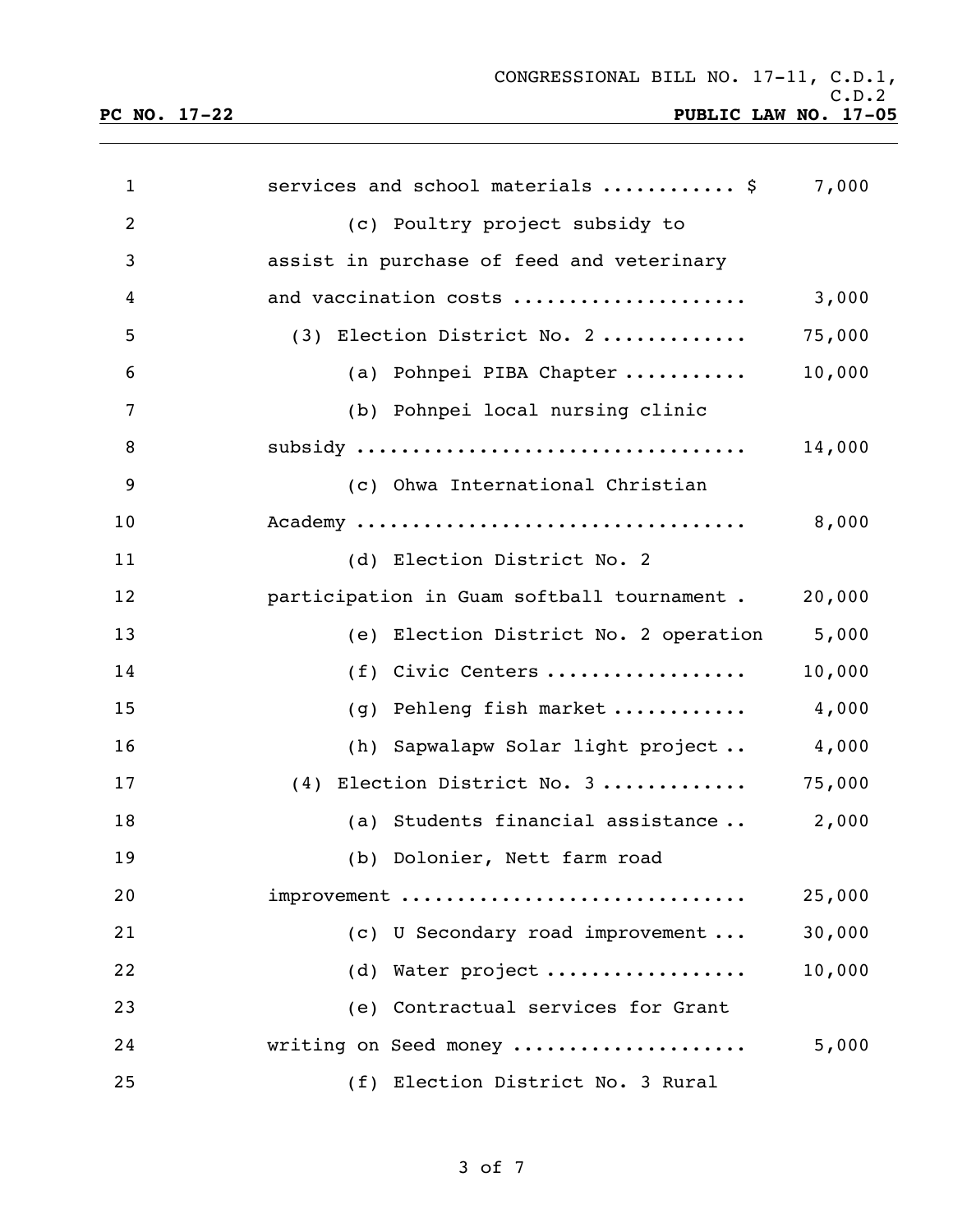services and school materials ........... $ 7,000

(c) Poultry project subsidy to assist in purchase of feed and veterinary and vaccination costs .................... 3,000

(3) Election District No. 2 ............ 75,000

(a) Pohnpei PIBA Chapter .......... 10,000

(b) Pohnpei local nursing clinic subsidy ................................ 14,000

(c) Ohwa International Christian Academy ................................ 8,000

(d) Election District No. 2 participation in Guam softball tournament . 20,000

(e) Election District No. 2 operation 5,000

(f) Civic Centers ................. 10,000

(g) Pehleng fish market ........... 4,000

(h) Sapwalapw Solar light project .. 4,000

(4) Election District No. 3 ............ 75,000

(a) Students financial assistance .. 2,000

(b) Dolonier, Nett farm road improvement ............................ 25,000

(c) U Secondary road improvement ... 30,000

(d) Water project ................. 10,000

(e) Contractual services for Grant writing on Seed money .................... 5,000

(f) Election District No. 3 Rural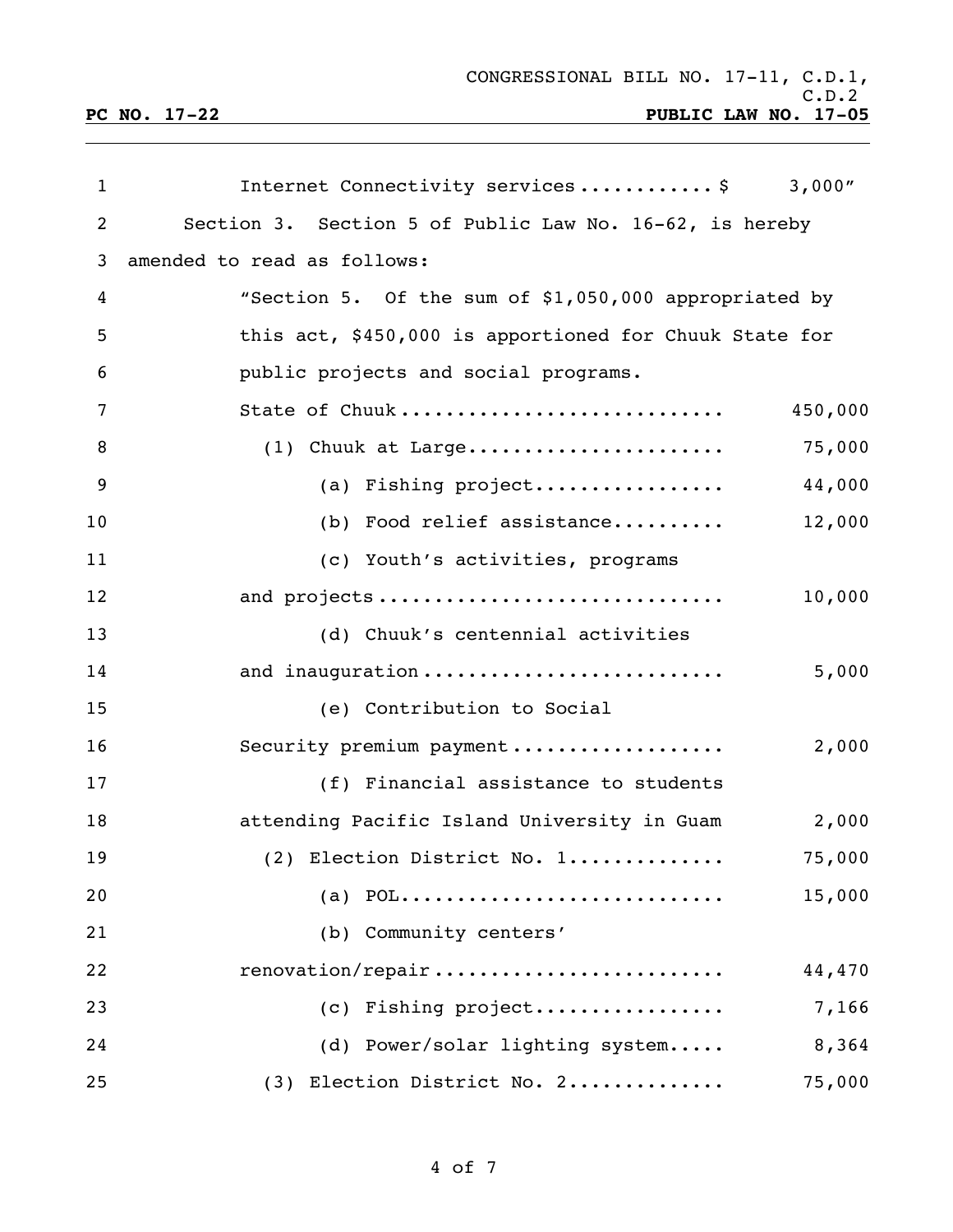Internet Connectivity services........... $ 3,000"

Section 3. Section 5 of Public Law No. 16-62, is hereby amended to read as follows:

"Section 5. Of the sum of $1,050,000 appropriated by this act, $450,000 is apportioned for Chuuk State for public projects and social programs.

| | |
|---|---|
| State of Chuuk............................ | 450,000 |
| (1) Chuuk at Large...................... | 75,000 |
| (a) Fishing project................ | 44,000 |
| (b) Food relief assistance.......... | 12,000 |
| (c) Youth's activities, programs and projects.............................. | 10,000 |
| (d) Chuuk's centennial activities and inauguration.......................... | 5,000 |
| (e) Contribution to Social Security premium payment.................. | 2,000 |
| (f) Financial assistance to students attending Pacific Island University in Guam | 2,000 |
| (2) Election District No. 1............. | 75,000 |
| (a) POL............................ | 15,000 |
| (b) Community centers' renovation/repair......................... | 44,470 |
| (c) Fishing project................ | 7,166 |
| (d) Power/solar lighting system..... | 8,364 |
| (3) Election District No. 2............. | 75,000 |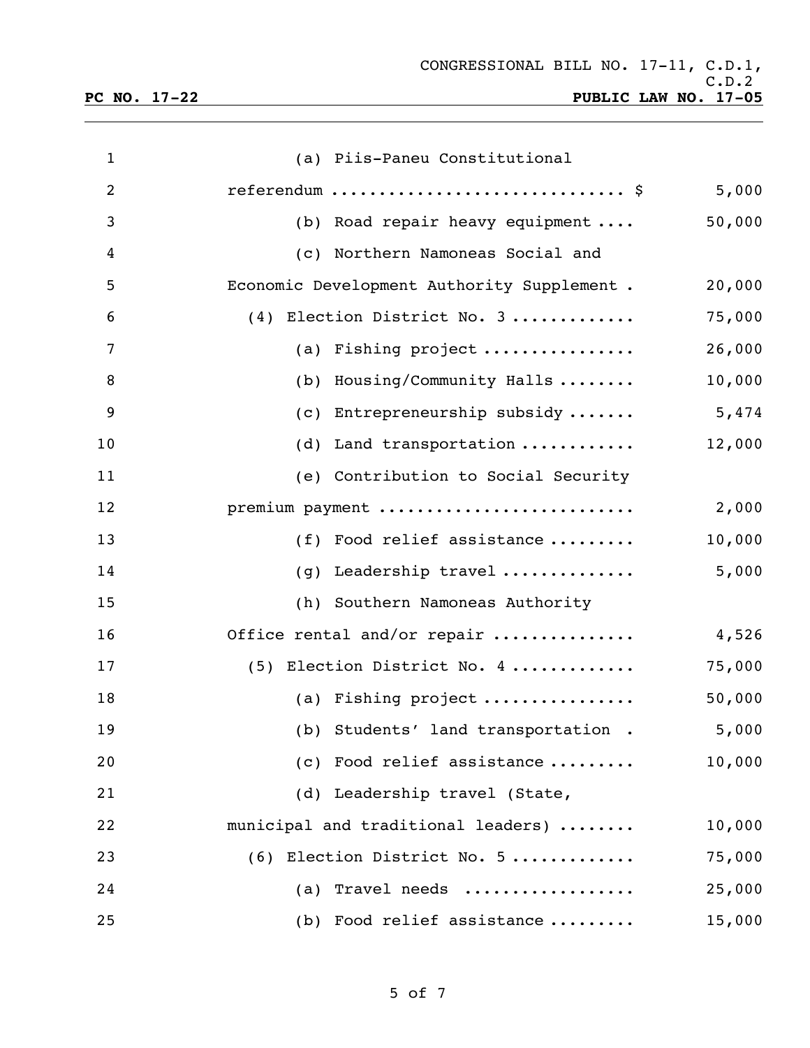(a) Piis-Paneu Constitutional referendum ............................. $ 5,000

(b) Road repair heavy equipment .... 50,000

(c) Northern Namoneas Social and Economic Development Authority Supplement . 20,000

(4) Election District No. 3 ............ 75,000

(a) Fishing project ............... 26,000

(b) Housing/Community Halls ........ 10,000

(c) Entrepreneurship subsidy ....... 5,474

(d) Land transportation ........... 12,000

(e) Contribution to Social Security premium payment .......................... 2,000

(f) Food relief assistance ......... 10,000

(g) Leadership travel ............. 5,000

(h) Southern Namoneas Authority Office rental and/or repair .............. 4,526

(5) Election District No. 4 ............ 75,000

(a) Fishing project ............... 50,000

(b) Students' land transportation . 5,000

(c) Food relief assistance ......... 10,000

(d) Leadership travel (State, municipal and traditional leaders) ........ 10,000

(6) Election District No. 5 ............ 75,000

(a) Travel needs ................. 25,000

(b) Food relief assistance ......... 15,000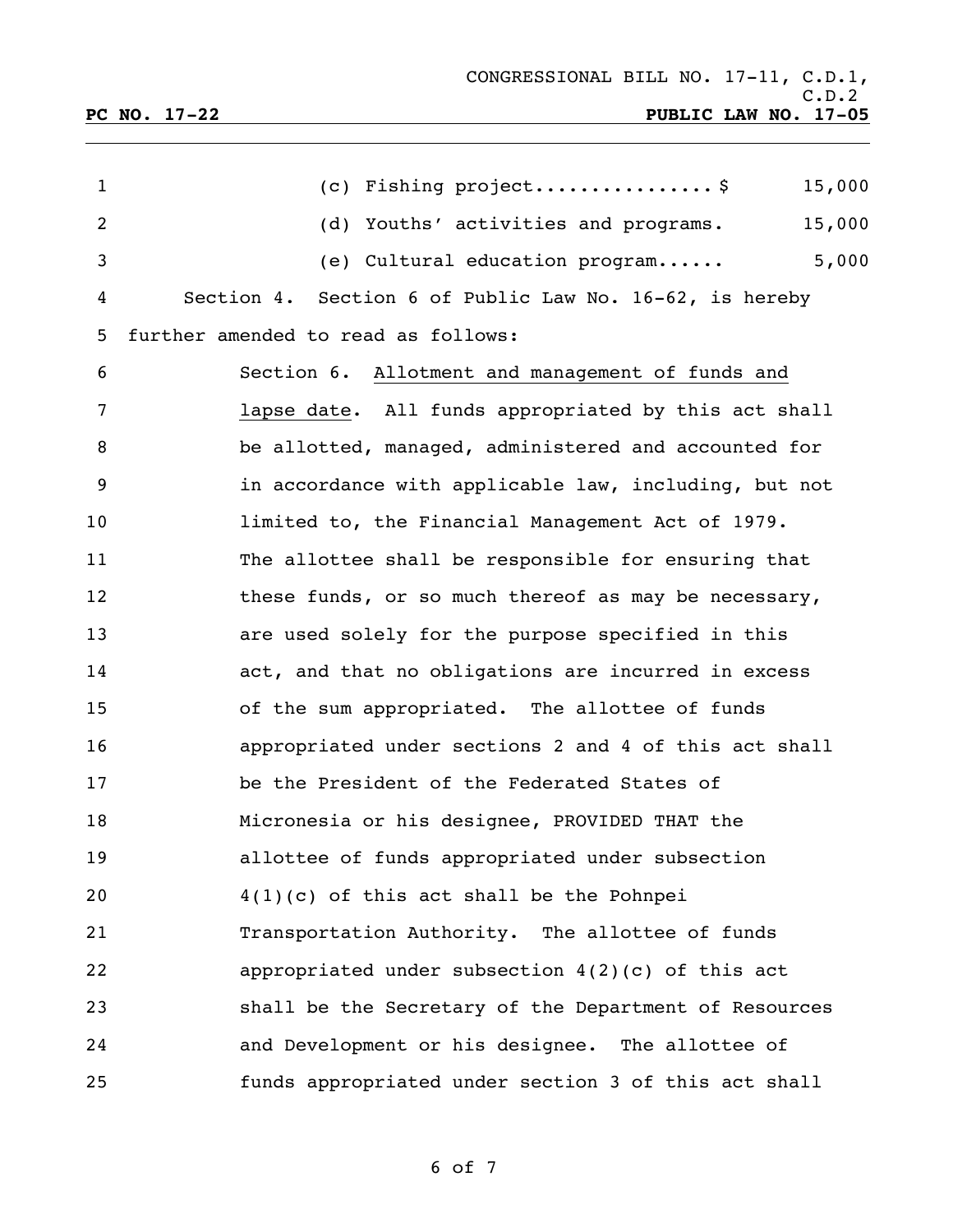(c) Fishing project...............$ 15,000

(d) Youths' activities and programs. 15,000

(e) Cultural education program...... 5,000

Section 4. Section 6 of Public Law No. 16-62, is hereby further amended to read as follows:

> Section 6. <u>Allotment and management of funds and lapse date</u>. All funds appropriated by this act shall be allotted, managed, administered and accounted for in accordance with applicable law, including, but not limited to, the Financial Management Act of 1979. The allottee shall be responsible for ensuring that these funds, or so much thereof as may be necessary, are used solely for the purpose specified in this act, and that no obligations are incurred in excess of the sum appropriated. The allottee of funds appropriated under sections 2 and 4 of this act shall be the President of the Federated States of Micronesia or his designee, PROVIDED THAT the allottee of funds appropriated under subsection 4(1)(c) of this act shall be the Pohnpei Transportation Authority. The allottee of funds appropriated under subsection 4(2)(c) of this act shall be the Secretary of the Department of Resources and Development or his designee. The allottee of funds appropriated under section 3 of this act shall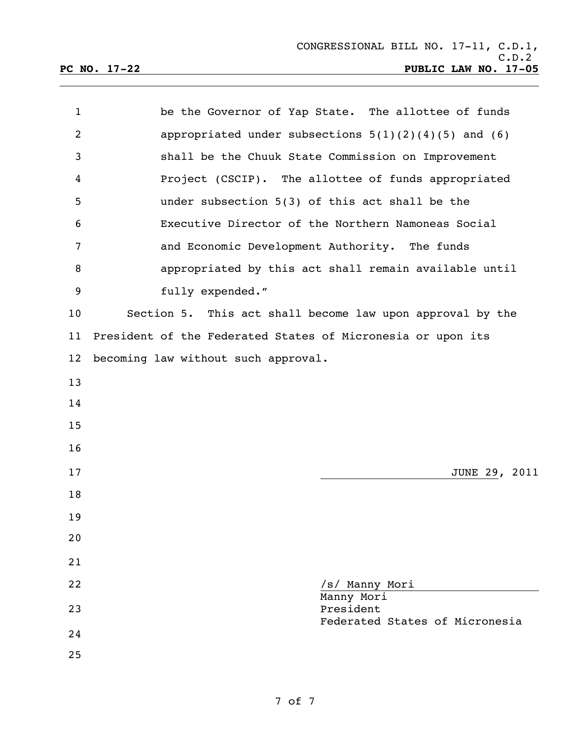be the Governor of Yap State. The allottee of funds appropriated under subsections 5(1)(2)(4)(5) and (6) shall be the Chuuk State Commission on Improvement Project (CSCIP). The allottee of funds appropriated under subsection 5(3) of this act shall be the Executive Director of the Northern Namoneas Social and Economic Development Authority. The funds appropriated by this act shall remain available until fully expended."

Section 5. This act shall become law upon approval by the President of the Federated States of Micronesia or upon its becoming law without such approval.

JUNE 29, 2011

/s/ Manny Mori
Manny Mori
President
Federated States of Micronesia